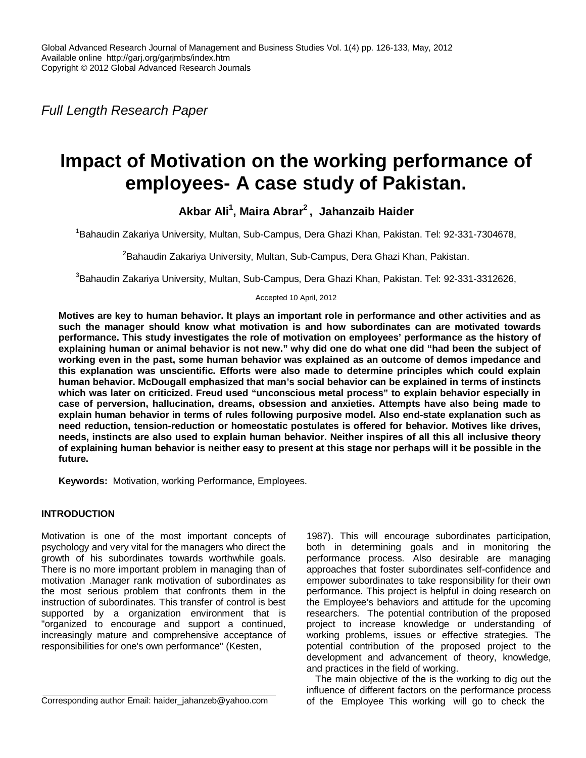Global Advanced Research Journal of Management and Business Studies Vol. 1(4) pp. 126-133, May, 2012
Available online http://garj.org/garjmbs/index.htm
Copyright © 2012 Global Advanced Research Journals

*Full Length Research Paper*

# Impact of Motivation on the working performance of employees- A case study of Pakistan.

**Akbar Ali[1], Maira Abrar[2], Jahanzaib Haider**

[1]Bahaudin Zakariya University, Multan, Sub-Campus, Dera Ghazi Khan, Pakistan. Tel: 92-331-7304678,

[2]Bahaudin Zakariya University, Multan, Sub-Campus, Dera Ghazi Khan, Pakistan.

[3]Bahaudin Zakariya University, Multan, Sub-Campus, Dera Ghazi Khan, Pakistan. Tel: 92-331-3312626,

Accepted 10 April, 2012

**Motives are key to human behavior. It plays an important role in performance and other activities and as such the manager should know what motivation is and how subordinates can are motivated towards performance. This study investigates the role of motivation on employees' performance as the history of explaining human or animal behavior is not new." why did one do what one did "had been the subject of working even in the past, some human behavior was explained as an outcome of demos impedance and this explanation was unscientific. Efforts were also made to determine principles which could explain human behavior. McDougall emphasized that man's social behavior can be explained in terms of instincts which was later on criticized. Freud used "unconscious metal process" to explain behavior especially in case of perversion, hallucination, dreams, obsession and anxieties. Attempts have also being made to explain human behavior in terms of rules following purposive model. Also end-state explanation such as need reduction, tension-reduction or homeostatic postulates is offered for behavior. Motives like drives, needs, instincts are also used to explain human behavior. Neither inspires of all this all inclusive theory of explaining human behavior is neither easy to present at this stage nor perhaps will it be possible in the future.**

**Keywords:** Motivation, working Performance, Employees.

## INTRODUCTION

Motivation is one of the most important concepts of psychology and very vital for the managers who direct the growth of his subordinates towards worthwhile goals. There is no more important problem in managing than of motivation .Manager rank motivation of subordinates as the most serious problem that confronts them in the instruction of subordinates. This transfer of control is best supported by a organization environment that is "organized to encourage and support a continued, increasingly mature and comprehensive acceptance of responsibilities for one's own performance" (Kesten, 1987). This will encourage subordinates participation, both in determining goals and in monitoring the performance process. Also desirable are managing approaches that foster subordinates self-confidence and empower subordinates to take responsibility for their own performance. This project is helpful in doing research on the Employee's behaviors and attitude for the upcoming researchers. The potential contribution of the proposed project to increase knowledge or understanding of working problems, issues or effective strategies. The potential contribution of the proposed project to the development and advancement of theory, knowledge, and practices in the field of working.

The main objective of the is the working to dig out the influence of different factors on the performance process of the Employee This working will go to check the

Corresponding author Email: haider_jahanzeb@yahoo.com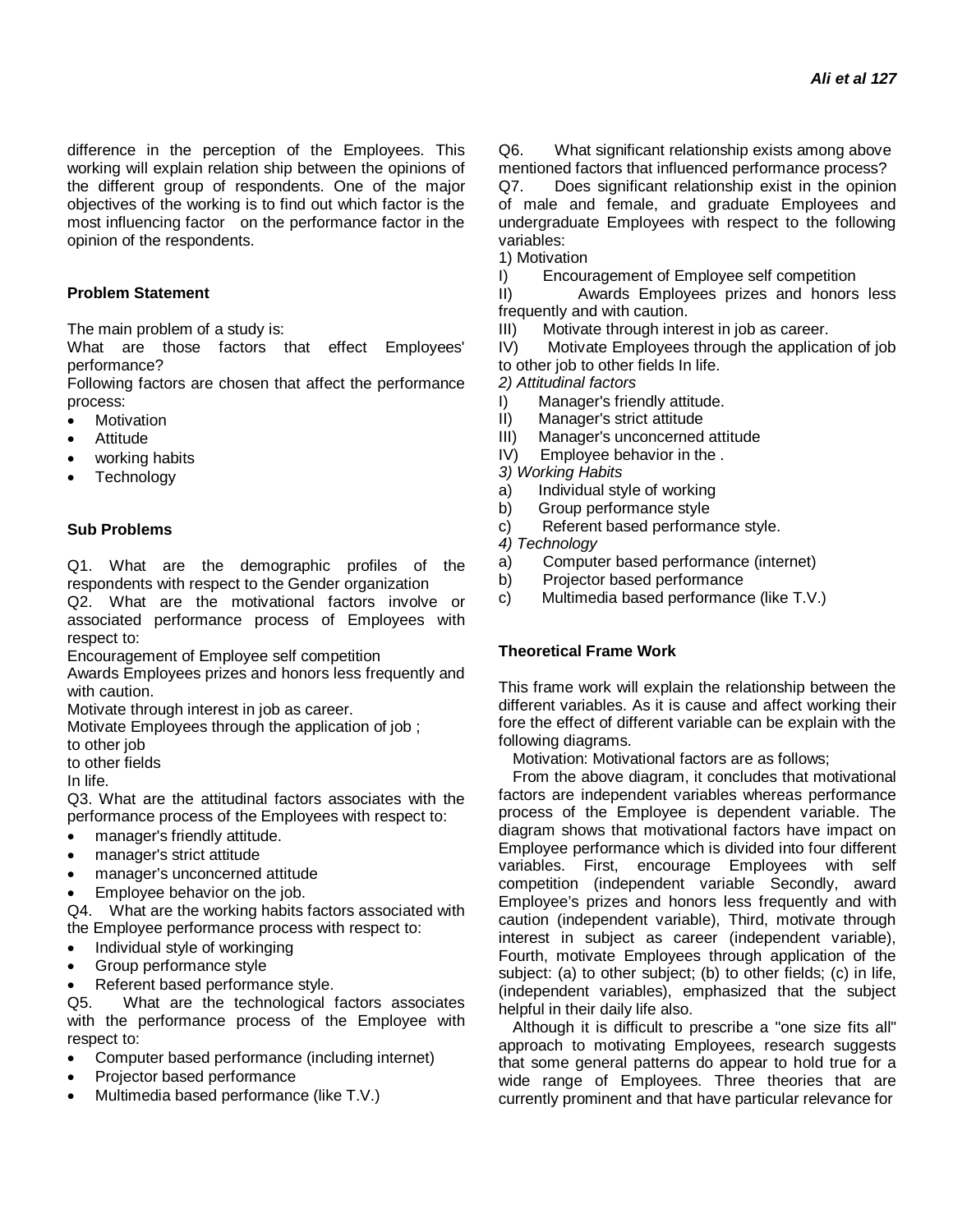difference in the perception of the Employees. This working will explain relation ship between the opinions of the different group of respondents. One of the major objectives of the working is to find out which factor is the most influencing factor on the performance factor in the opinion of the respondents.

### Problem Statement

The main problem of a study is:

What are those factors that effect Employees' performance?

Following factors are chosen that affect the performance process:

- Motivation
- Attitude
- working habits
- Technology

### Sub Problems

Q1. What are the demographic profiles of the respondents with respect to the Gender organization

Q2. What are the motivational factors involve or associated performance process of Employees with respect to:

Encouragement of Employee self competition

Awards Employees prizes and honors less frequently and with caution.

Motivate through interest in job as career.

Motivate Employees through the application of job ;

to other job

to other fields

In life.

Q3. What are the attitudinal factors associates with the performance process of the Employees with respect to:

- manager's friendly attitude.
- manager's strict attitude
- manager's unconcerned attitude
- Employee behavior on the job.

Q4. What are the working habits factors associated with the Employee performance process with respect to:

- Individual style of workinging
- Group performance style
- Referent based performance style.

Q5. What are the technological factors associates with the performance process of the Employee with respect to:

- Computer based performance (including internet)
- Projector based performance
- Multimedia based performance (like T.V.)

Q6. What significant relationship exists among above mentioned factors that influenced performance process?

Q7. Does significant relationship exist in the opinion of male and female, and graduate Employees and undergraduate Employees with respect to the following variables:

1) Motivation

I) Encouragement of Employee self competition

II) Awards Employees prizes and honors less frequently and with caution.

III) Motivate through interest in job as career.

IV) Motivate Employees through the application of job to other job to other fields In life.

*2) Attitudinal factors*

I) Manager's friendly attitude.

II) Manager's strict attitude

III) Manager's unconcerned attitude

IV) Employee behavior in the .

*3) Working Habits*

a) Individual style of working

b) Group performance style

c) Referent based performance style.

*4) Technology*

a) Computer based performance (internet)

b) Projector based performance

c) Multimedia based performance (like T.V.)

### Theoretical Frame Work

This frame work will explain the relationship between the different variables. As it is cause and affect working their fore the effect of different variable can be explain with the following diagrams.

Motivation: Motivational factors are as follows;

From the above diagram, it concludes that motivational factors are independent variables whereas performance process of the Employee is dependent variable. The diagram shows that motivational factors have impact on Employee performance which is divided into four different variables. First, encourage Employees with self competition (independent variable Secondly, award Employee's prizes and honors less frequently and with caution (independent variable), Third, motivate through interest in subject as career (independent variable), Fourth, motivate Employees through application of the subject: (a) to other subject; (b) to other fields; (c) in life, (independent variables), emphasized that the subject helpful in their daily life also.

Although it is difficult to prescribe a "one size fits all" approach to motivating Employees, research suggests that some general patterns do appear to hold true for a wide range of Employees. Three theories that are currently prominent and that have particular relevance for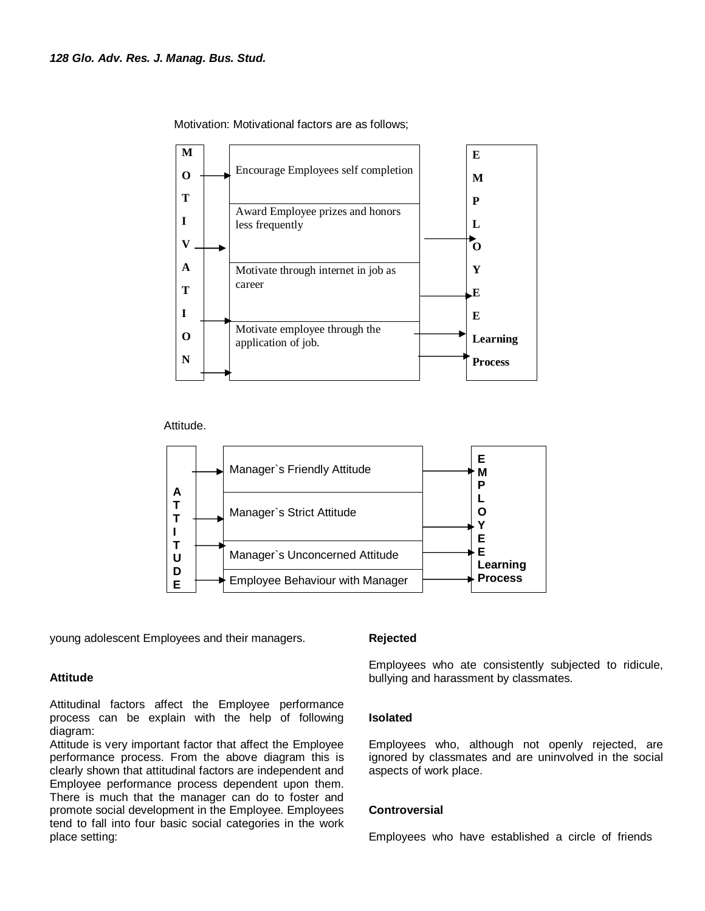Motivation: Motivational factors are as follows;

| MOTIVATION | | EMPLOYEE Learning Process |
|---|---|---|
| → | Encourage Employees self completion | → |
| → | Award Employee prizes and honors less frequently | → |
| → | Motivate through internet in job as career | → |
| → | Motivate employee through the application of job. | → |

Attitude.

| ATTITUDE | | EMPLOYEE Learning Process |
|---|---|---|
| → | Manager`s Friendly Attitude | → |
| → | Manager`s Strict Attitude | → |
| → | Manager`s Unconcerned Attitude | → |
| → | Employee Behaviour with Manager | → |

young adolescent Employees and their managers.

**Attitude**

Attitudinal factors affect the Employee performance process can be explain with the help of following diagram:
Attitude is very important factor that affect the Employee performance process. From the above diagram this is clearly shown that attitudinal factors are independent and Employee performance process dependent upon them. There is much that the manager can do to foster and promote social development in the Employee. Employees tend to fall into four basic social categories in the work place setting:

**Rejected**

Employees who ate consistently subjected to ridicule, bullying and harassment by classmates.

**Isolated**

Employees who, although not openly rejected, are ignored by classmates and are uninvolved in the social aspects of work place.

**Controversial**

Employees who have established a circle of friends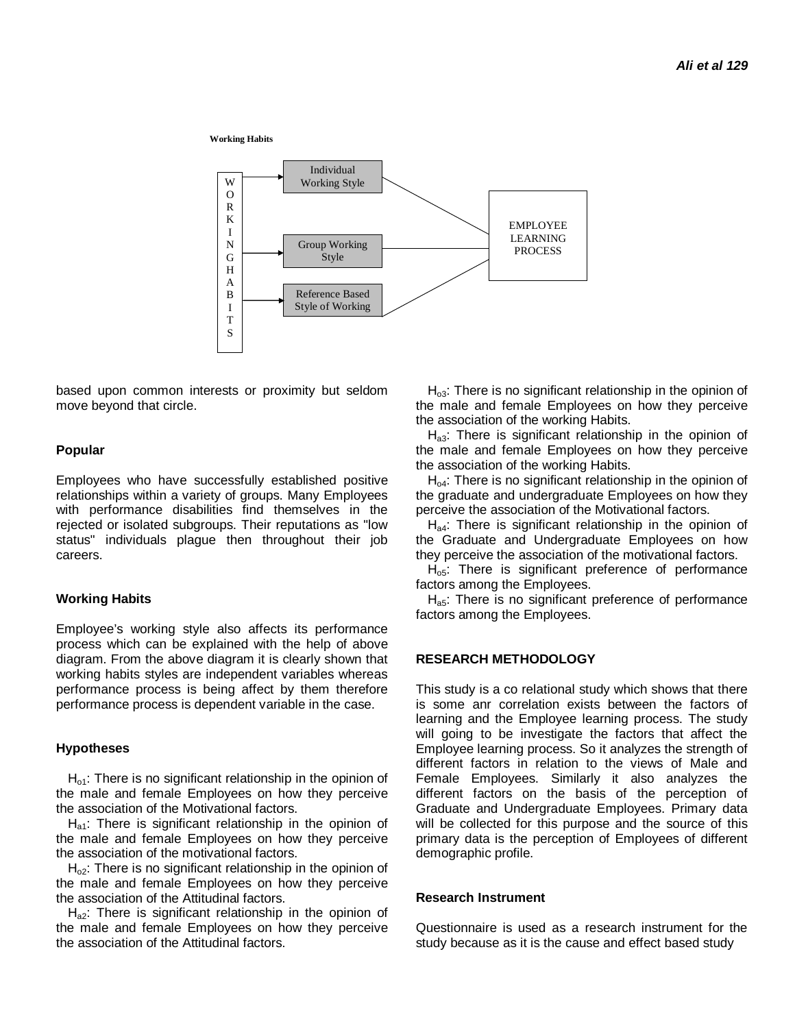**Working Habits**

WORKING HABITS → Individual Working Style; Group Working Style; Reference Based Style of Working → EMPLOYEE LEARNING PROCESS

based upon common interests or proximity but seldom move beyond that circle.

### Popular

Employees who have successfully established positive relationships within a variety of groups. Many Employees with performance disabilities find themselves in the rejected or isolated subgroups. Their reputations as "low status" individuals plague then throughout their job careers.

### Working Habits

Employee's working style also affects its performance process which can be explained with the help of above diagram. From the above diagram it is clearly shown that working habits styles are independent variables whereas performance process is being affect by them therefore performance process is dependent variable in the case.

### Hypotheses

$H_{o1}$: There is no significant relationship in the opinion of the male and female Employees on how they perceive the association of the Motivational factors.

$H_{a1}$: There is significant relationship in the opinion of the male and female Employees on how they perceive the association of the motivational factors.

$H_{o2}$: There is no significant relationship in the opinion of the male and female Employees on how they perceive the association of the Attitudinal factors.

$H_{a2}$: There is significant relationship in the opinion of the male and female Employees on how they perceive the association of the Attitudinal factors.

$H_{o3}$: There is no significant relationship in the opinion of the male and female Employees on how they perceive the association of the working Habits.

$H_{a3}$: There is significant relationship in the opinion of the male and female Employees on how they perceive the association of the working Habits.

$H_{o4}$: There is no significant relationship in the opinion of the graduate and undergraduate Employees on how they perceive the association of the Motivational factors.

$H_{a4}$: There is significant relationship in the opinion of the Graduate and Undergraduate Employees on how they perceive the association of the motivational factors.

$H_{o5}$: There is significant preference of performance factors among the Employees.

$H_{a5}$: There is no significant preference of performance factors among the Employees.

## RESEARCH METHODOLOGY

This study is a co relational study which shows that there is some anr correlation exists between the factors of learning and the Employee learning process. The study will going to be investigate the factors that affect the Employee learning process. So it analyzes the strength of different factors in relation to the views of Male and Female Employees. Similarly it also analyzes the different factors on the basis of the perception of Graduate and Undergraduate Employees. Primary data will be collected for this purpose and the source of this primary data is the perception of Employees of different demographic profile.

### Research Instrument

Questionnaire is used as a research instrument for the study because as it is the cause and effect based study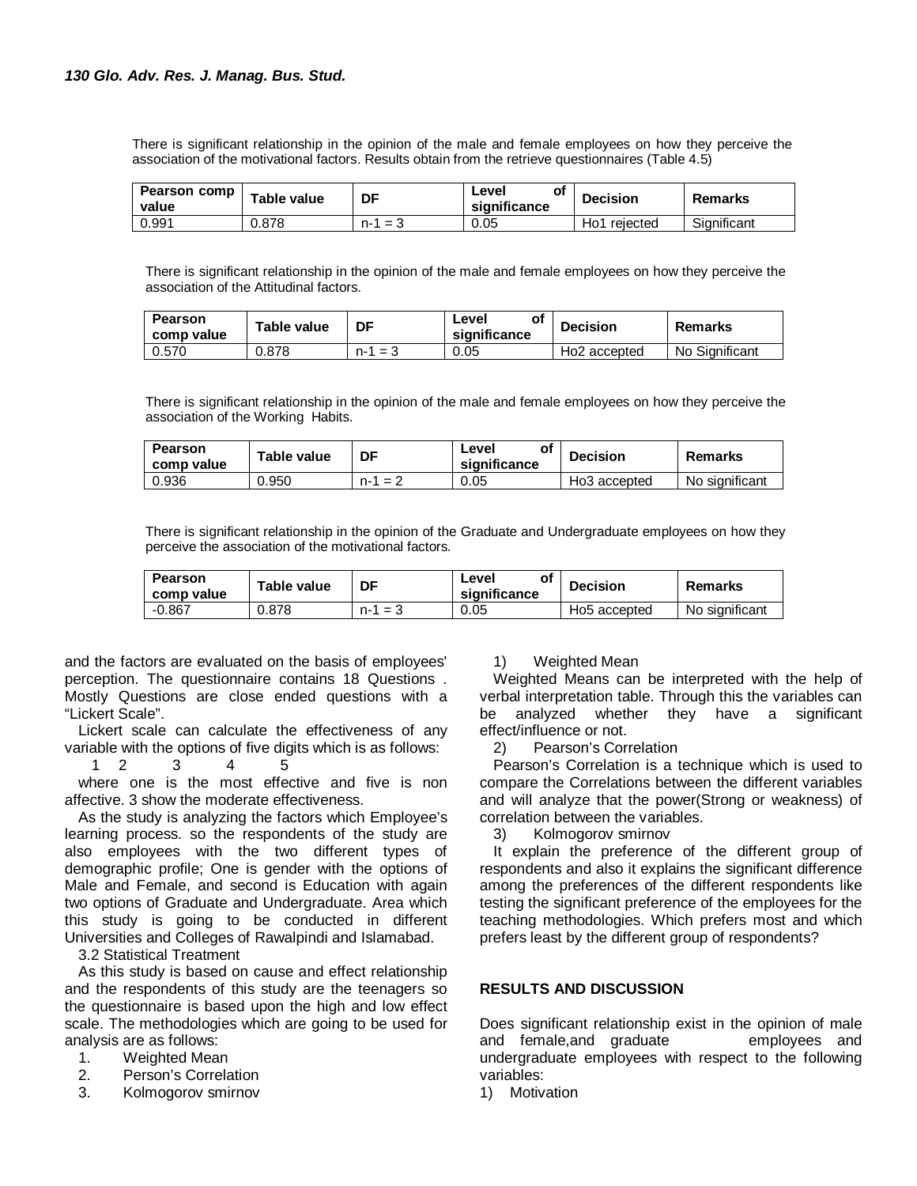There is significant relationship in the opinion of the male and female employees on how they perceive the association of the motivational factors. Results obtain from the retrieve questionnaires (Table 4.5)

| Pearson comp value | Table value | DF | Level of significance | Decision | Remarks |
|---|---|---|---|---|---|
| 0.991 | 0.878 | n-1 = 3 | 0.05 | Ho1 rejected | Significant |

There is significant relationship in the opinion of the male and female employees on how they perceive the association of the Attitudinal factors.

| Pearson comp value | Table value | DF | Level of significance | Decision | Remarks |
|---|---|---|---|---|---|
| 0.570 | 0.878 | n-1 = 3 | 0.05 | Ho2 accepted | No Significant |

There is significant relationship in the opinion of the male and female employees on how they perceive the association of the Working Habits.

| Pearson comp value | Table value | DF | Level of significance | Decision | Remarks |
|---|---|---|---|---|---|
| 0.936 | 0.950 | n-1 = 2 | 0.05 | Ho3 accepted | No significant |

There is significant relationship in the opinion of the Graduate and Undergraduate employees on how they perceive the association of the motivational factors.

| Pearson comp value | Table value | DF | Level of significance | Decision | Remarks |
|---|---|---|---|---|---|
| -0.867 | 0.878 | n-1 = 3 | 0.05 | Ho5 accepted | No significant |

and the factors are evaluated on the basis of employees' perception. The questionnaire contains 18 Questions . Mostly Questions are close ended questions with a "Lickert Scale".

Lickert scale can calculate the effectiveness of any variable with the options of five digits which is as follows:

1 2 3 4 5

where one is the most effective and five is non affective. 3 show the moderate effectiveness.

As the study is analyzing the factors which Employee's learning process. so the respondents of the study are also employees with the two different types of demographic profile; One is gender with the options of Male and Female, and second is Education with again two options of Graduate and Undergraduate. Area which this study is going to be conducted in different Universities and Colleges of Rawalpindi and Islamabad.

3.2 Statistical Treatment

As this study is based on cause and effect relationship and the respondents of this study are the teenagers so the questionnaire is based upon the high and low effect scale. The methodologies which are going to be used for analysis are as follows:

1. Weighted Mean
2. Person's Correlation
3. Kolmogorov smirnov

1) Weighted Mean

Weighted Means can be interpreted with the help of verbal interpretation table. Through this the variables can be analyzed whether they have a significant effect/influence or not.

2) Pearson's Correlation

Pearson's Correlation is a technique which is used to compare the Correlations between the different variables and will analyze that the power(Strong or weakness) of correlation between the variables.

3) Kolmogorov smirnov

It explain the preference of the different group of respondents and also it explains the significant difference among the preferences of the different respondents like testing the significant preference of the employees for the teaching methodologies. Which prefers most and which prefers least by the different group of respondents?

## RESULTS AND DISCUSSION

Does significant relationship exist in the opinion of male and female,and graduate employees and undergraduate employees with respect to the following variables:

1) Motivation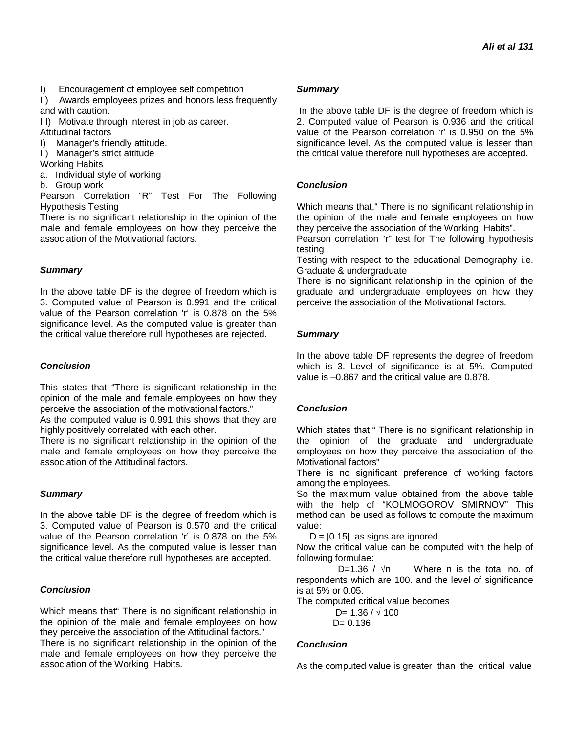I) Encouragement of employee self competition

II) Awards employees prizes and honors less frequently and with caution.

III) Motivate through interest in job as career.

Attitudinal factors

I) Manager's friendly attitude.

II) Manager's strict attitude

Working Habits

a. Individual style of working

b. Group work

Pearson Correlation "R" Test For The Following Hypothesis Testing

There is no significant relationship in the opinion of the male and female employees on how they perceive the association of the Motivational factors.

***Summary***

In the above table DF is the degree of freedom which is 3. Computed value of Pearson is 0.991 and the critical value of the Pearson correlation 'r' is 0.878 on the 5% significance level. As the computed value is greater than the critical value therefore null hypotheses are rejected.

***Conclusion***

This states that "There is significant relationship in the opinion of the male and female employees on how they perceive the association of the motivational factors."

As the computed value is 0.991 this shows that they are highly positively correlated with each other.

There is no significant relationship in the opinion of the male and female employees on how they perceive the association of the Attitudinal factors.

***Summary***

In the above table DF is the degree of freedom which is 3. Computed value of Pearson is 0.570 and the critical value of the Pearson correlation 'r' is 0.878 on the 5% significance level. As the computed value is lesser than the critical value therefore null hypotheses are accepted.

***Conclusion***

Which means that" There is no significant relationship in the opinion of the male and female employees on how they perceive the association of the Attitudinal factors."

There is no significant relationship in the opinion of the male and female employees on how they perceive the association of the Working Habits.

***Summary***

In the above table DF is the degree of freedom which is 2. Computed value of Pearson is 0.936 and the critical value of the Pearson correlation 'r' is 0.950 on the 5% significance level. As the computed value is lesser than the critical value therefore null hypotheses are accepted.

***Conclusion***

Which means that," There is no significant relationship in the opinion of the male and female employees on how they perceive the association of the Working Habits".

Pearson correlation "r" test for The following hypothesis testing

Testing with respect to the educational Demography i.e. Graduate & undergraduate

There is no significant relationship in the opinion of the graduate and undergraduate employees on how they perceive the association of the Motivational factors.

***Summary***

In the above table DF represents the degree of freedom which is 3. Level of significance is at 5%. Computed value is –0.867 and the critical value are 0.878.

***Conclusion***

Which states that:" There is no significant relationship in the opinion of the graduate and undergraduate employees on how they perceive the association of the Motivational factors"

There is no significant preference of working factors among the employees.

So the maximum value obtained from the above table with the help of "KOLMOGOROV SMIRNOV" This method can be used as follows to compute the maximum value:

$D = |0.15|$ as signs are ignored.

Now the critical value can be computed with the help of following formulae:

$D = 1.36 / \sqrt{n}$ Where n is the total no. of respondents which are 100. and the level of significance is at 5% or 0.05.

The computed critical value becomes

$D = 1.36 / \sqrt{100}$

$D = 0.136$

***Conclusion***

As the computed value is greater than the critical value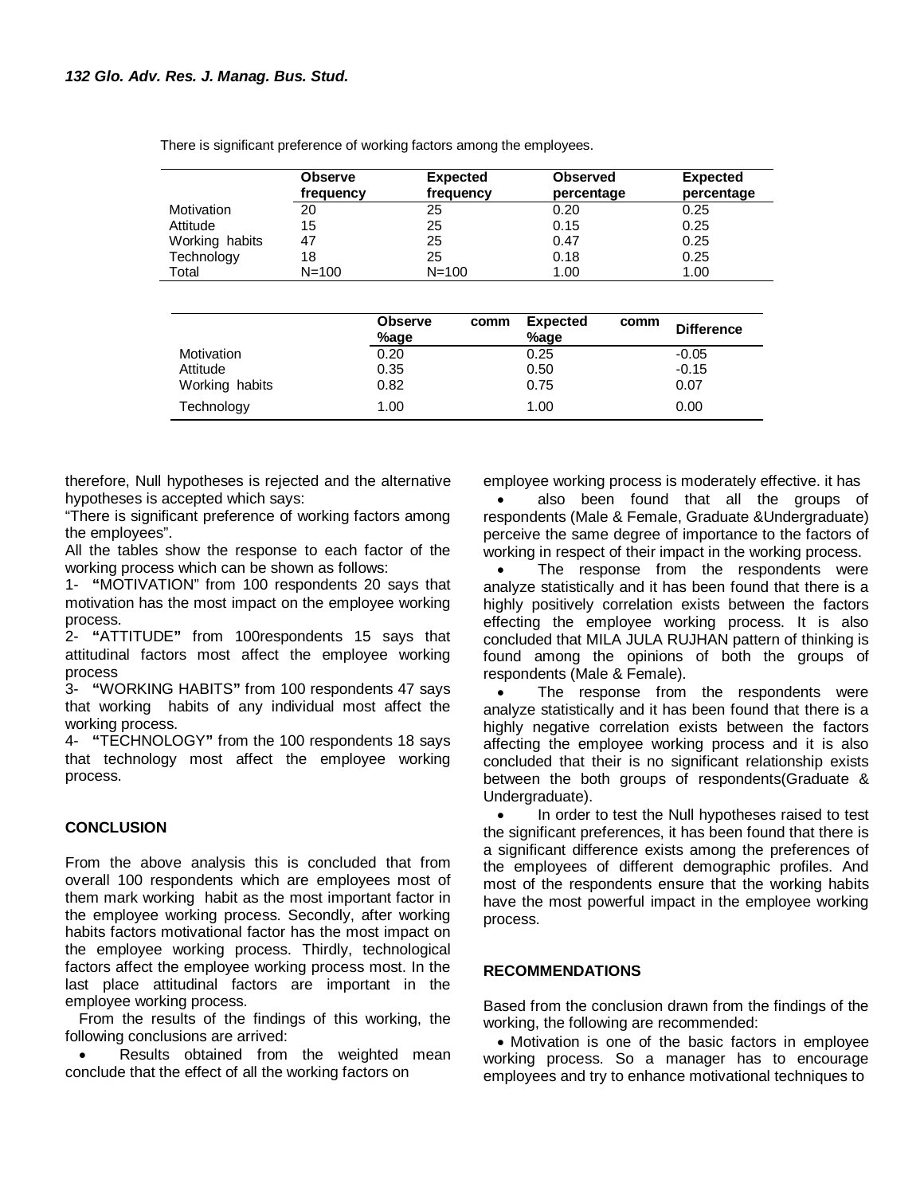There is significant preference of working factors among the employees.

| | Observe frequency | Expected frequency | Observed percentage | Expected percentage |
|---|---|---|---|---|
| Motivation | 20 | 25 | 0.20 | 0.25 |
| Attitude | 15 | 25 | 0.15 | 0.25 |
| Working habits | 47 | 25 | 0.47 | 0.25 |
| Technology | 18 | 25 | 0.18 | 0.25 |
| Total | N=100 | N=100 | 1.00 | 1.00 |

| | Observe comm %age | Expected comm %age | Difference |
|---|---|---|---|
| Motivation | 0.20 | 0.25 | -0.05 |
| Attitude | 0.35 | 0.50 | -0.15 |
| Working habits | 0.82 | 0.75 | 0.07 |
| Technology | 1.00 | 1.00 | 0.00 |

therefore, Null hypotheses is rejected and the alternative hypotheses is accepted which says:

"There is significant preference of working factors among the employees".

All the tables show the response to each factor of the working process which can be shown as follows:

1- **"**MOTIVATION" from 100 respondents 20 says that motivation has the most impact on the employee working process.

2- **"**ATTITUDE**"** from 100respondents 15 says that attitudinal factors most affect the employee working process

3- **"**WORKING HABITS**"** from 100 respondents 47 says that working habits of any individual most affect the working process.

4- **"**TECHNOLOGY**"** from the 100 respondents 18 says that technology most affect the employee working process.

## CONCLUSION

From the above analysis this is concluded that from overall 100 respondents which are employees most of them mark working habit as the most important factor in the employee working process. Secondly, after working habits factors motivational factor has the most impact on the employee working process. Thirdly, technological factors affect the employee working process most. In the last place attitudinal factors are important in the employee working process.

From the results of the findings of this working, the following conclusions are arrived:

- Results obtained from the weighted mean conclude that the effect of all the working factors on employee working process is moderately effective. it has
- also been found that all the groups of respondents (Male & Female, Graduate &Undergraduate) perceive the same degree of importance to the factors of working in respect of their impact in the working process.
- The response from the respondents were analyze statistically and it has been found that there is a highly positively correlation exists between the factors effecting the employee working process. It is also concluded that MILA JULA RUJHAN pattern of thinking is found among the opinions of both the groups of respondents (Male & Female).
- The response from the respondents were analyze statistically and it has been found that there is a highly negative correlation exists between the factors affecting the employee working process and it is also concluded that their is no significant relationship exists between the both groups of respondents(Graduate & Undergraduate).
- In order to test the Null hypotheses raised to test the significant preferences, it has been found that there is a significant difference exists among the preferences of the employees of different demographic profiles. And most of the respondents ensure that the working habits have the most powerful impact in the employee working process.

## RECOMMENDATIONS

Based from the conclusion drawn from the findings of the working, the following are recommended:

- Motivation is one of the basic factors in employee working process. So a manager has to encourage employees and try to enhance motivational techniques to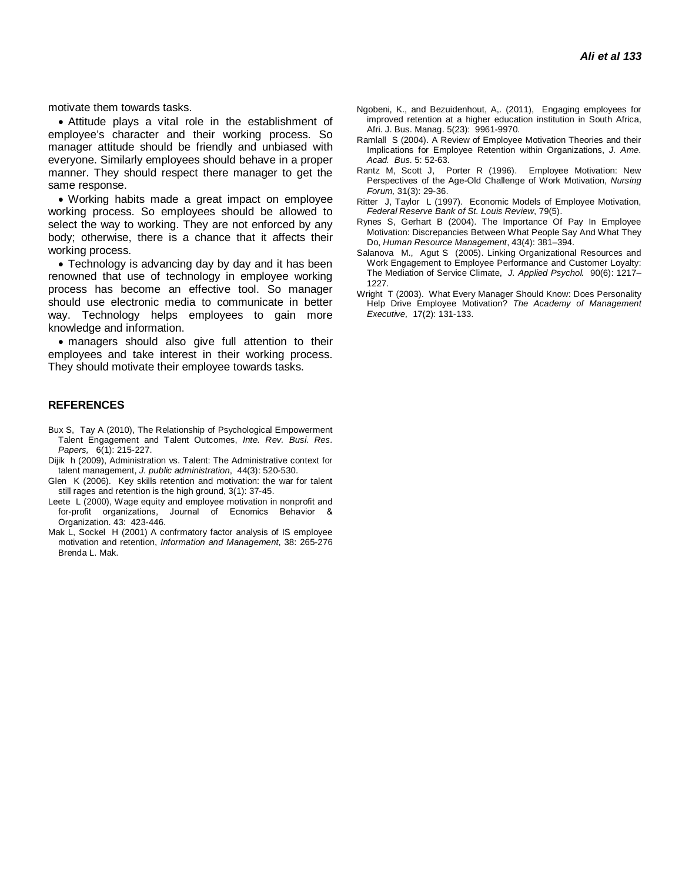motivate them towards tasks.

- Attitude plays a vital role in the establishment of employee's character and their working process. So manager attitude should be friendly and unbiased with everyone. Similarly employees should behave in a proper manner. They should respect there manager to get the same response.
- Working habits made a great impact on employee working process. So employees should be allowed to select the way to working. They are not enforced by any body; otherwise, there is a chance that it affects their working process.
- Technology is advancing day by day and it has been renowned that use of technology in employee working process has become an effective tool. So manager should use electronic media to communicate in better way. Technology helps employees to gain more knowledge and information.
- managers should also give full attention to their employees and take interest in their working process. They should motivate their employee towards tasks.

## REFERENCES

Bux S, Tay A (2010), The Relationship of Psychological Empowerment Talent Engagement and Talent Outcomes, *Inte. Rev. Busi. Res. Papers,* 6(1): 215-227.

Dijik h (2009), Administration vs. Talent: The Administrative context for talent management, *J. public administration*, 44(3): 520-530.

Glen K (2006). Key skills retention and motivation: the war for talent still rages and retention is the high ground, 3(1): 37-45.

Leete L (2000), Wage equity and employee motivation in nonprofit and for-profit organizations, Journal of Ecnomics Behavior & Organization. 43: 423-446.

Mak L, Sockel H (2001) A confrmatory factor analysis of IS employee motivation and retention, *Information and Management*, 38: 265-276 Brenda L. Mak.

Ngobeni, K., and Bezuidenhout, A,. (2011), Engaging employees for improved retention at a higher education institution in South Africa, Afri. J. Bus. Manag. 5(23): 9961-9970.

Ramlall S (2004). A Review of Employee Motivation Theories and their Implications for Employee Retention within Organizations, *J. Ame. Acad. Bus.* 5: 52-63.

Rantz M, Scott J, Porter R (1996). Employee Motivation: New Perspectives of the Age-Old Challenge of Work Motivation, *Nursing Forum,* 31(3): 29-36.

Ritter J, Taylor L (1997). Economic Models of Employee Motivation, *Federal Reserve Bank of St. Louis Review*, 79(5).

Rynes S, Gerhart B (2004). The Importance Of Pay In Employee Motivation: Discrepancies Between What People Say And What They Do, *Human Resource Management*, 43(4): 381–394.

Salanova M., Agut S (2005). Linking Organizational Resources and Work Engagement to Employee Performance and Customer Loyalty: The Mediation of Service Climate, *J. Applied Psychol.* 90(6): 1217–1227.

Wright T (2003). What Every Manager Should Know: Does Personality Help Drive Employee Motivation? *The Academy of Management Executive,* 17(2): 131-133.